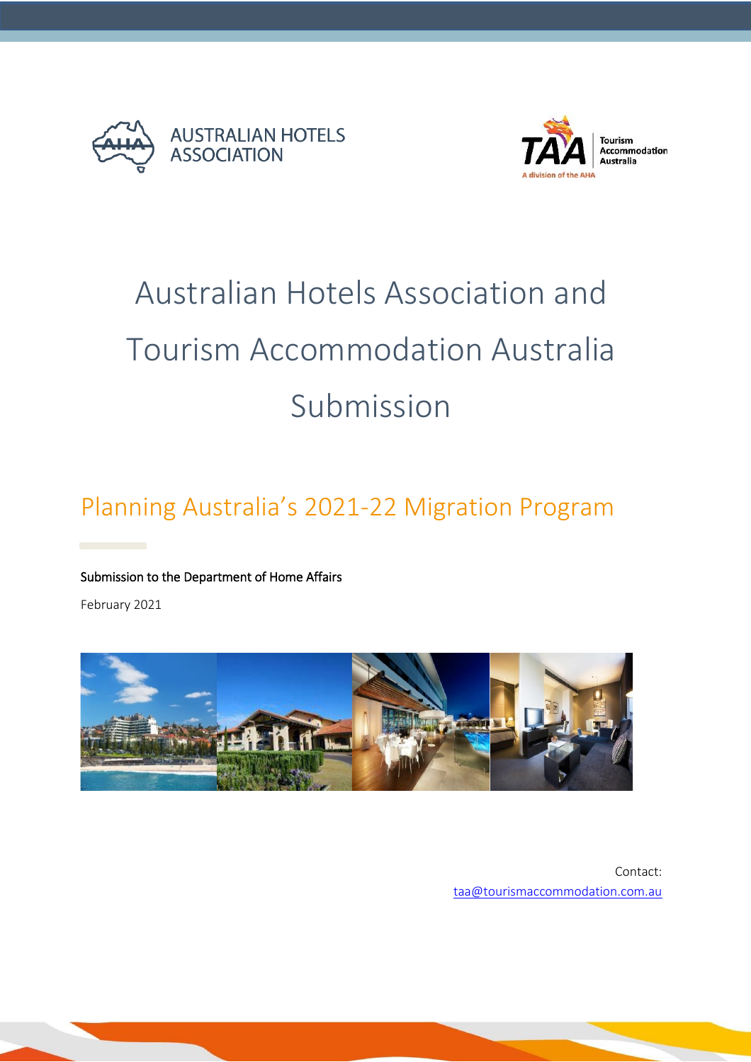AUSTRALIAN HOTELS ASSOCIATION

Tourism Accommodation Australia

A division of the AHA

# Australian Hotels Association and Tourism Accommodation Australia Submission

## Planning Australia's 2021-22 Migration Program

Submission to the Department of Home Affairs

February 2021

Contact:
taa@tourismaccommodation.com.au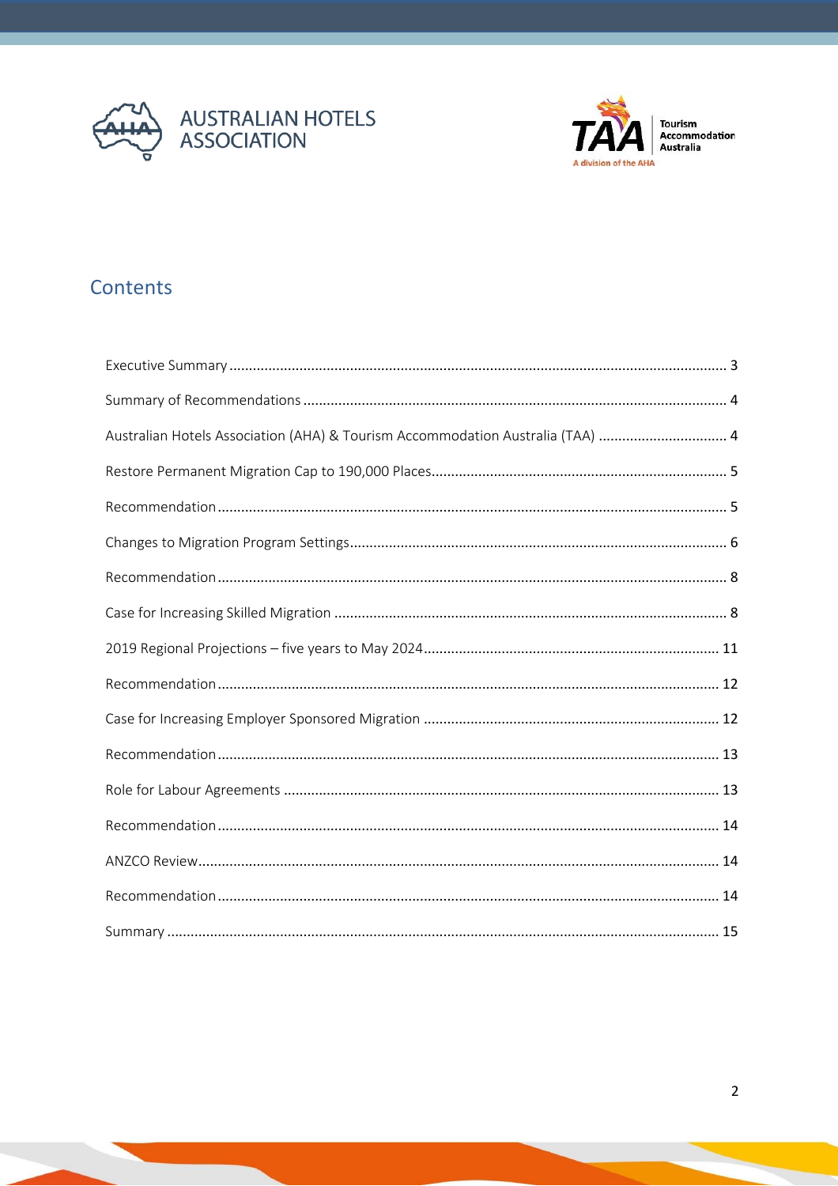AUSTRALIAN HOTELS ASSOCIATION

TAA Tourism Accommodation Australia — A division of the AHA

## Contents

- Executive Summary ..... 3
- Summary of Recommendations ..... 4
- Australian Hotels Association (AHA) & Tourism Accommodation Australia (TAA) ..... 4
- Restore Permanent Migration Cap to 190,000 Places ..... 5
- Recommendation ..... 5
- Changes to Migration Program Settings ..... 6
- Recommendation ..... 8
- Case for Increasing Skilled Migration ..... 8
- 2019 Regional Projections – five years to May 2024 ..... 11
- Recommendation ..... 12
- Case for Increasing Employer Sponsored Migration ..... 12
- Recommendation ..... 13
- Role for Labour Agreements ..... 13
- Recommendation ..... 14
- ANZCO Review ..... 14
- Recommendation ..... 14
- Summary ..... 15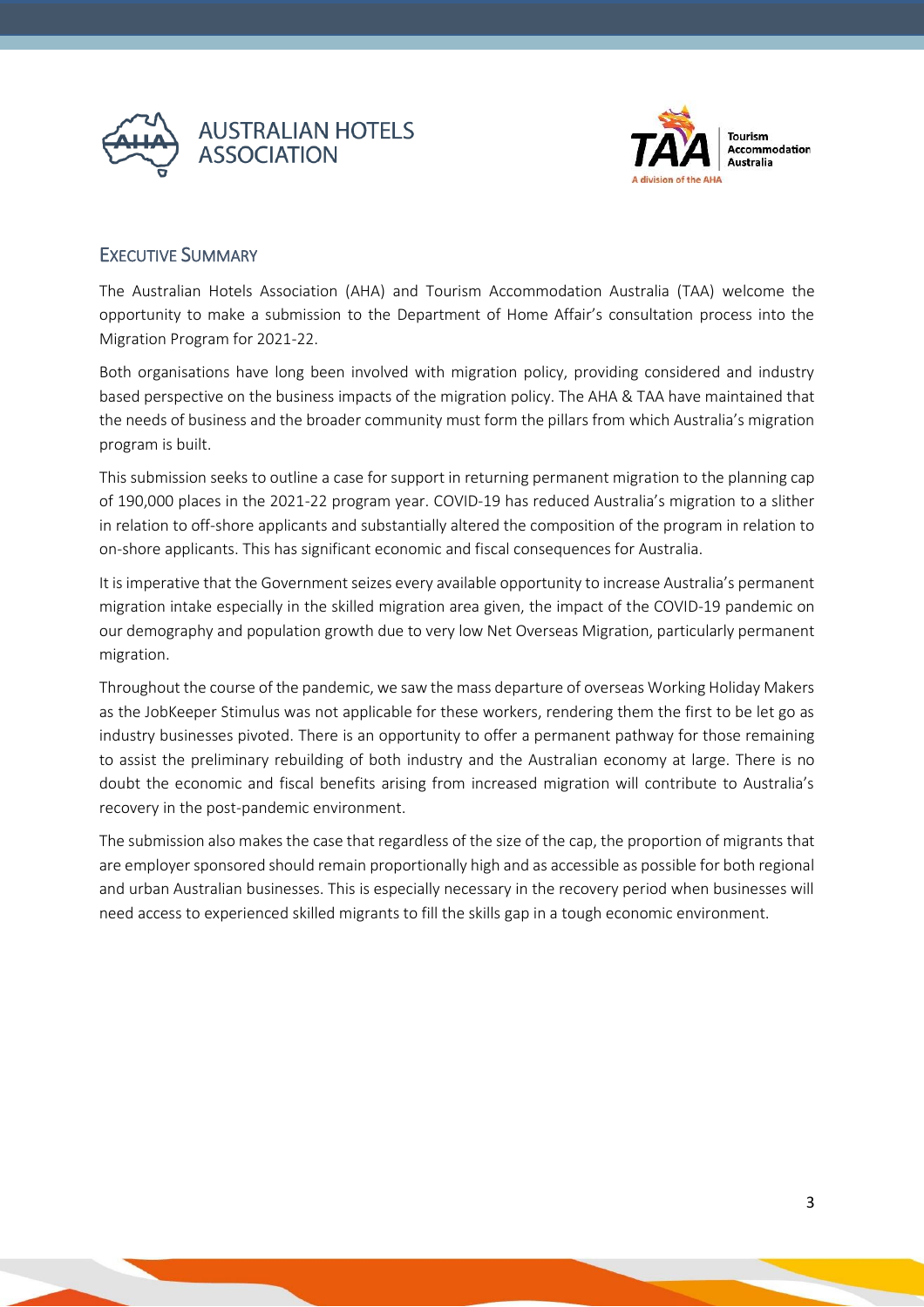## Executive Summary

The Australian Hotels Association (AHA) and Tourism Accommodation Australia (TAA) welcome the opportunity to make a submission to the Department of Home Affair's consultation process into the Migration Program for 2021-22.

Both organisations have long been involved with migration policy, providing considered and industry based perspective on the business impacts of the migration policy. The AHA & TAA have maintained that the needs of business and the broader community must form the pillars from which Australia's migration program is built.

This submission seeks to outline a case for support in returning permanent migration to the planning cap of 190,000 places in the 2021-22 program year. COVID-19 has reduced Australia's migration to a slither in relation to off-shore applicants and substantially altered the composition of the program in relation to on-shore applicants. This has significant economic and fiscal consequences for Australia.

It is imperative that the Government seizes every available opportunity to increase Australia's permanent migration intake especially in the skilled migration area given, the impact of the COVID-19 pandemic on our demography and population growth due to very low Net Overseas Migration, particularly permanent migration.

Throughout the course of the pandemic, we saw the mass departure of overseas Working Holiday Makers as the JobKeeper Stimulus was not applicable for these workers, rendering them the first to be let go as industry businesses pivoted. There is an opportunity to offer a permanent pathway for those remaining to assist the preliminary rebuilding of both industry and the Australian economy at large. There is no doubt the economic and fiscal benefits arising from increased migration will contribute to Australia's recovery in the post-pandemic environment.

The submission also makes the case that regardless of the size of the cap, the proportion of migrants that are employer sponsored should remain proportionally high and as accessible as possible for both regional and urban Australian businesses. This is especially necessary in the recovery period when businesses will need access to experienced skilled migrants to fill the skills gap in a tough economic environment.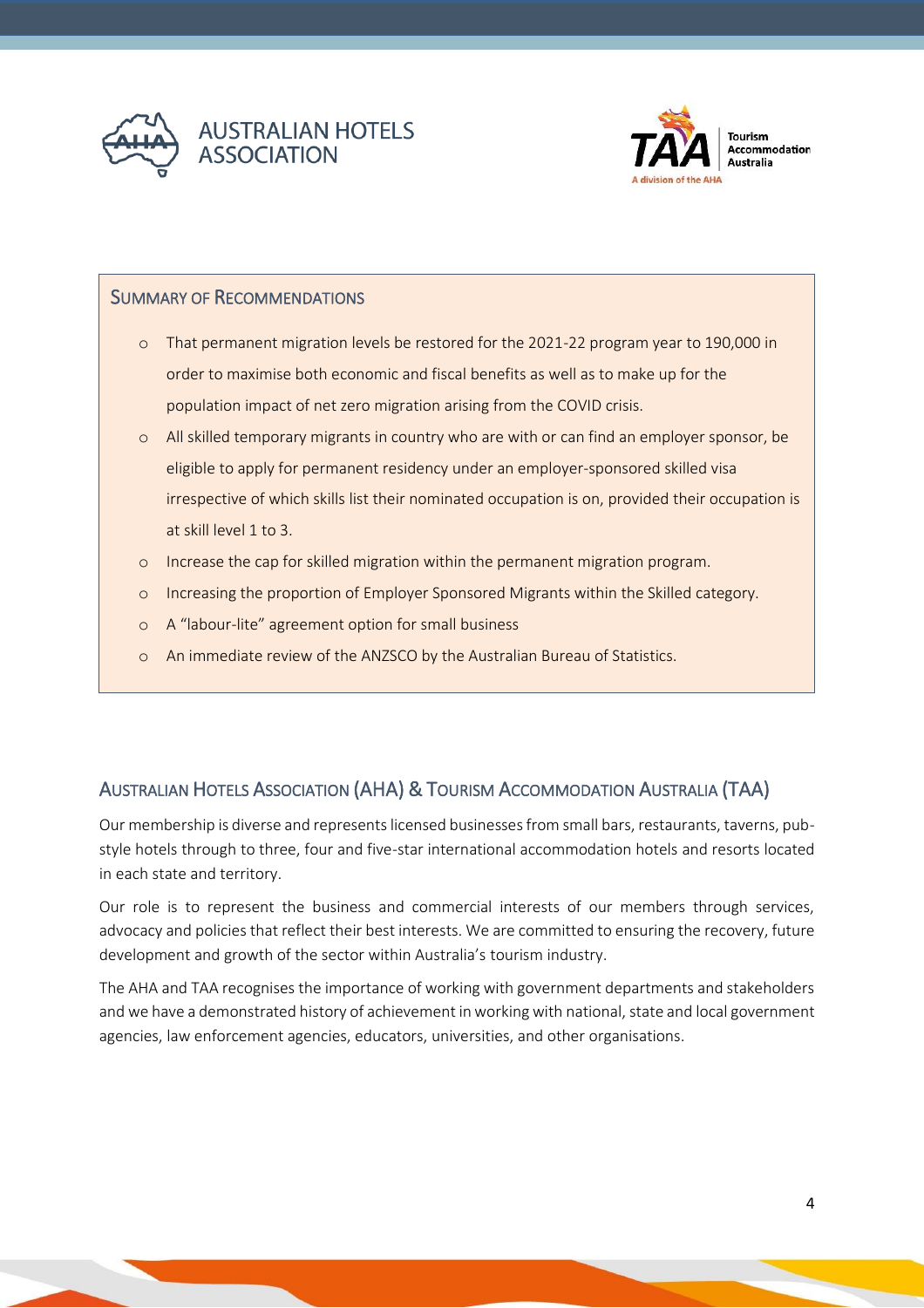## Summary of Recommendations

- That permanent migration levels be restored for the 2021-22 program year to 190,000 in order to maximise both economic and fiscal benefits as well as to make up for the population impact of net zero migration arising from the COVID crisis.
- All skilled temporary migrants in country who are with or can find an employer sponsor, be eligible to apply for permanent residency under an employer-sponsored skilled visa irrespective of which skills list their nominated occupation is on, provided their occupation is at skill level 1 to 3.
- Increase the cap for skilled migration within the permanent migration program.
- Increasing the proportion of Employer Sponsored Migrants within the Skilled category.
- A "labour-lite" agreement option for small business
- An immediate review of the ANZSCO by the Australian Bureau of Statistics.

## Australian Hotels Association (AHA) & Tourism Accommodation Australia (TAA)

Our membership is diverse and represents licensed businesses from small bars, restaurants, taverns, pub-style hotels through to three, four and five-star international accommodation hotels and resorts located in each state and territory.

Our role is to represent the business and commercial interests of our members through services, advocacy and policies that reflect their best interests. We are committed to ensuring the recovery, future development and growth of the sector within Australia's tourism industry.

The AHA and TAA recognises the importance of working with government departments and stakeholders and we have a demonstrated history of achievement in working with national, state and local government agencies, law enforcement agencies, educators, universities, and other organisations.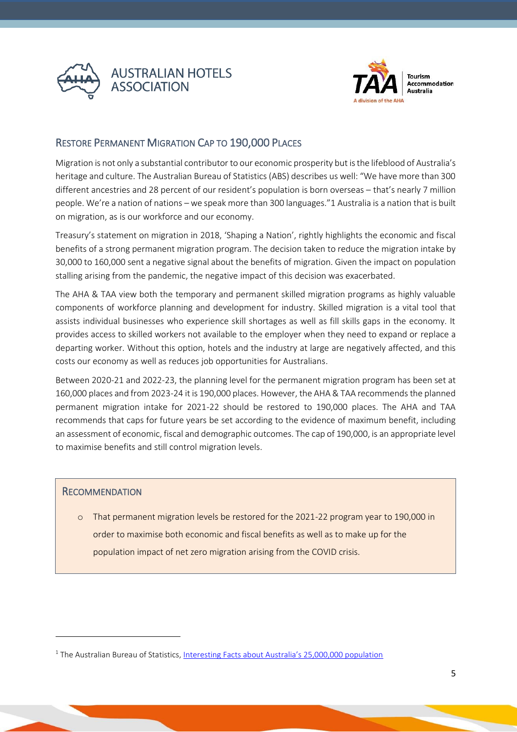## Restore Permanent Migration Cap to 190,000 Places

Migration is not only a substantial contributor to our economic prosperity but is the lifeblood of Australia's heritage and culture. The Australian Bureau of Statistics (ABS) describes us well: "We have more than 300 different ancestries and 28 percent of our resident's population is born overseas – that's nearly 7 million people. We're a nation of nations – we speak more than 300 languages."[1] Australia is a nation that is built on migration, as is our workforce and our economy.

Treasury's statement on migration in 2018, 'Shaping a Nation', rightly highlights the economic and fiscal benefits of a strong permanent migration program. The decision taken to reduce the migration intake by 30,000 to 160,000 sent a negative signal about the benefits of migration. Given the impact on population stalling arising from the pandemic, the negative impact of this decision was exacerbated.

The AHA & TAA view both the temporary and permanent skilled migration programs as highly valuable components of workforce planning and development for industry. Skilled migration is a vital tool that assists individual businesses who experience skill shortages as well as fill skills gaps in the economy. It provides access to skilled workers not available to the employer when they need to expand or replace a departing worker. Without this option, hotels and the industry at large are negatively affected, and this costs our economy as well as reduces job opportunities for Australians.

Between 2020-21 and 2022-23, the planning level for the permanent migration program has been set at 160,000 places and from 2023-24 it is 190,000 places. However, the AHA & TAA recommends the planned permanent migration intake for 2021-22 should be restored to 190,000 places. The AHA and TAA recommends that caps for future years be set according to the evidence of maximum benefit, including an assessment of economic, fiscal and demographic outcomes. The cap of 190,000, is an appropriate level to maximise benefits and still control migration levels.

### Recommendation

- That permanent migration levels be restored for the 2021-22 program year to 190,000 in order to maximise both economic and fiscal benefits as well as to make up for the population impact of net zero migration arising from the COVID crisis.

---

[1] The Australian Bureau of Statistics, Interesting Facts about Australia's 25,000,000 population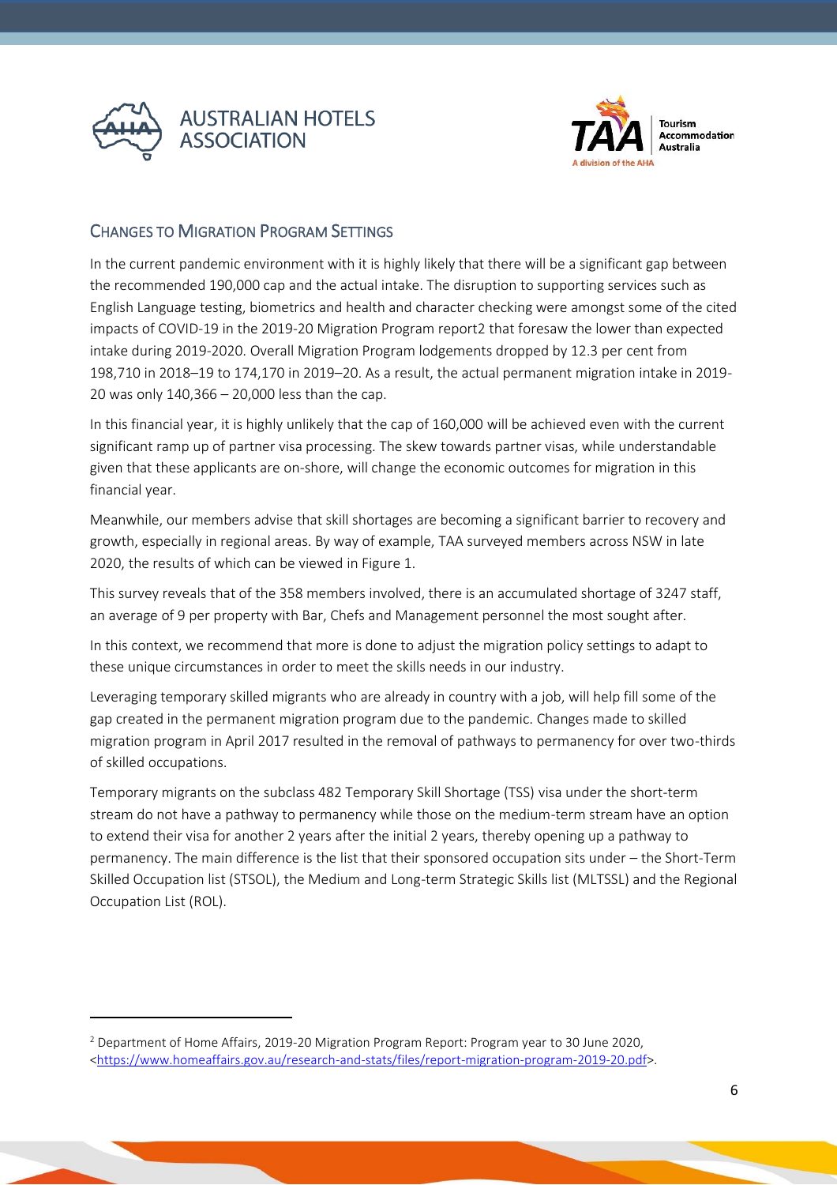## Changes to Migration Program Settings

In the current pandemic environment with it is highly likely that there will be a significant gap between the recommended 190,000 cap and the actual intake. The disruption to supporting services such as English Language testing, biometrics and health and character checking were amongst some of the cited impacts of COVID-19 in the 2019-20 Migration Program report[2] that foresaw the lower than expected intake during 2019-2020. Overall Migration Program lodgements dropped by 12.3 per cent from 198,710 in 2018–19 to 174,170 in 2019–20. As a result, the actual permanent migration intake in 2019-20 was only 140,366 – 20,000 less than the cap.

In this financial year, it is highly unlikely that the cap of 160,000 will be achieved even with the current significant ramp up of partner visa processing. The skew towards partner visas, while understandable given that these applicants are on-shore, will change the economic outcomes for migration in this financial year.

Meanwhile, our members advise that skill shortages are becoming a significant barrier to recovery and growth, especially in regional areas. By way of example, TAA surveyed members across NSW in late 2020, the results of which can be viewed in Figure 1.

This survey reveals that of the 358 members involved, there is an accumulated shortage of 3247 staff, an average of 9 per property with Bar, Chefs and Management personnel the most sought after.

In this context, we recommend that more is done to adjust the migration policy settings to adapt to these unique circumstances in order to meet the skills needs in our industry.

Leveraging temporary skilled migrants who are already in country with a job, will help fill some of the gap created in the permanent migration program due to the pandemic. Changes made to skilled migration program in April 2017 resulted in the removal of pathways to permanency for over two-thirds of skilled occupations.

Temporary migrants on the subclass 482 Temporary Skill Shortage (TSS) visa under the short-term stream do not have a pathway to permanency while those on the medium-term stream have an option to extend their visa for another 2 years after the initial 2 years, thereby opening up a pathway to permanency. The main difference is the list that their sponsored occupation sits under – the Short-Term Skilled Occupation list (STSOL), the Medium and Long-term Strategic Skills list (MLTSSL) and the Regional Occupation List (ROL).

---

[2] Department of Home Affairs, 2019-20 Migration Program Report: Program year to 30 June 2020, <https://www.homeaffairs.gov.au/research-and-stats/files/report-migration-program-2019-20.pdf>.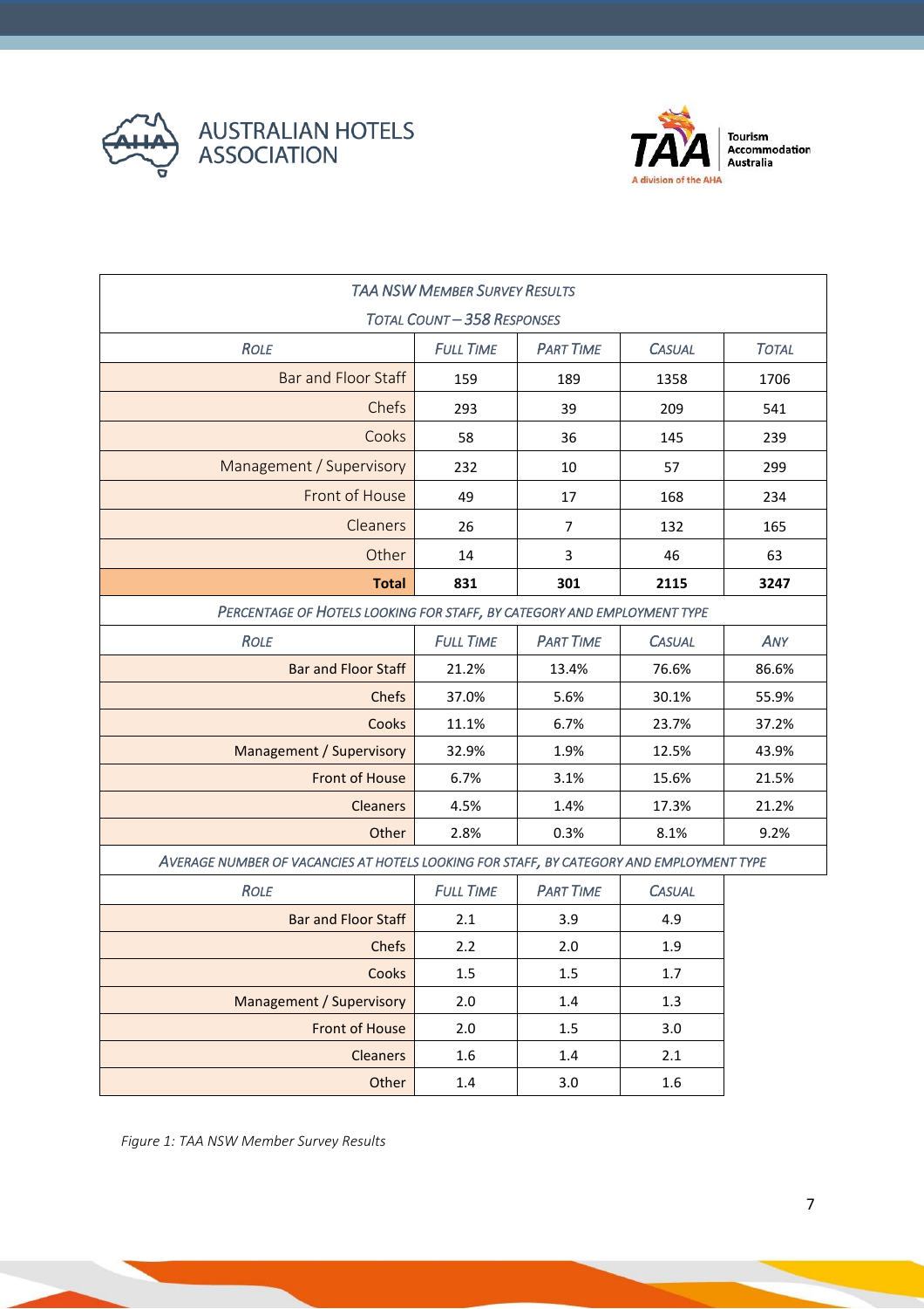| *TAA NSW Member Survey Results* | | | | |
|---|---|---|---|---|
| *Total Count – 358 Responses* | | | | |
| *Role* | *Full Time* | *Part Time* | *Casual* | *Total* |
| Bar and Floor Staff | 159 | 189 | 1358 | 1706 |
| Chefs | 293 | 39 | 209 | 541 |
| Cooks | 58 | 36 | 145 | 239 |
| Management / Supervisory | 232 | 10 | 57 | 299 |
| Front of House | 49 | 17 | 168 | 234 |
| Cleaners | 26 | 7 | 132 | 165 |
| Other | 14 | 3 | 46 | 63 |
| **Total** | **831** | **301** | **2115** | **3247** |
| *Percentage of Hotels looking for staff, by category and employment type* | | | | |
| *Role* | *Full Time* | *Part Time* | *Casual* | *Any* |
| Bar and Floor Staff | 21.2% | 13.4% | 76.6% | 86.6% |
| Chefs | 37.0% | 5.6% | 30.1% | 55.9% |
| Cooks | 11.1% | 6.7% | 23.7% | 37.2% |
| Management / Supervisory | 32.9% | 1.9% | 12.5% | 43.9% |
| Front of House | 6.7% | 3.1% | 15.6% | 21.5% |
| Cleaners | 4.5% | 1.4% | 17.3% | 21.2% |
| Other | 2.8% | 0.3% | 8.1% | 9.2% |
| *Average number of vacancies at hotels looking for staff, by category and employment type* | | | | |
| *Role* | *Full Time* | *Part Time* | *Casual* | |
| Bar and Floor Staff | 2.1 | 3.9 | 4.9 | |
| Chefs | 2.2 | 2.0 | 1.9 | |
| Cooks | 1.5 | 1.5 | 1.7 | |
| Management / Supervisory | 2.0 | 1.4 | 1.3 | |
| Front of House | 2.0 | 1.5 | 3.0 | |
| Cleaners | 1.6 | 1.4 | 2.1 | |
| Other | 1.4 | 3.0 | 1.6 | |

*Figure 1: TAA NSW Member Survey Results*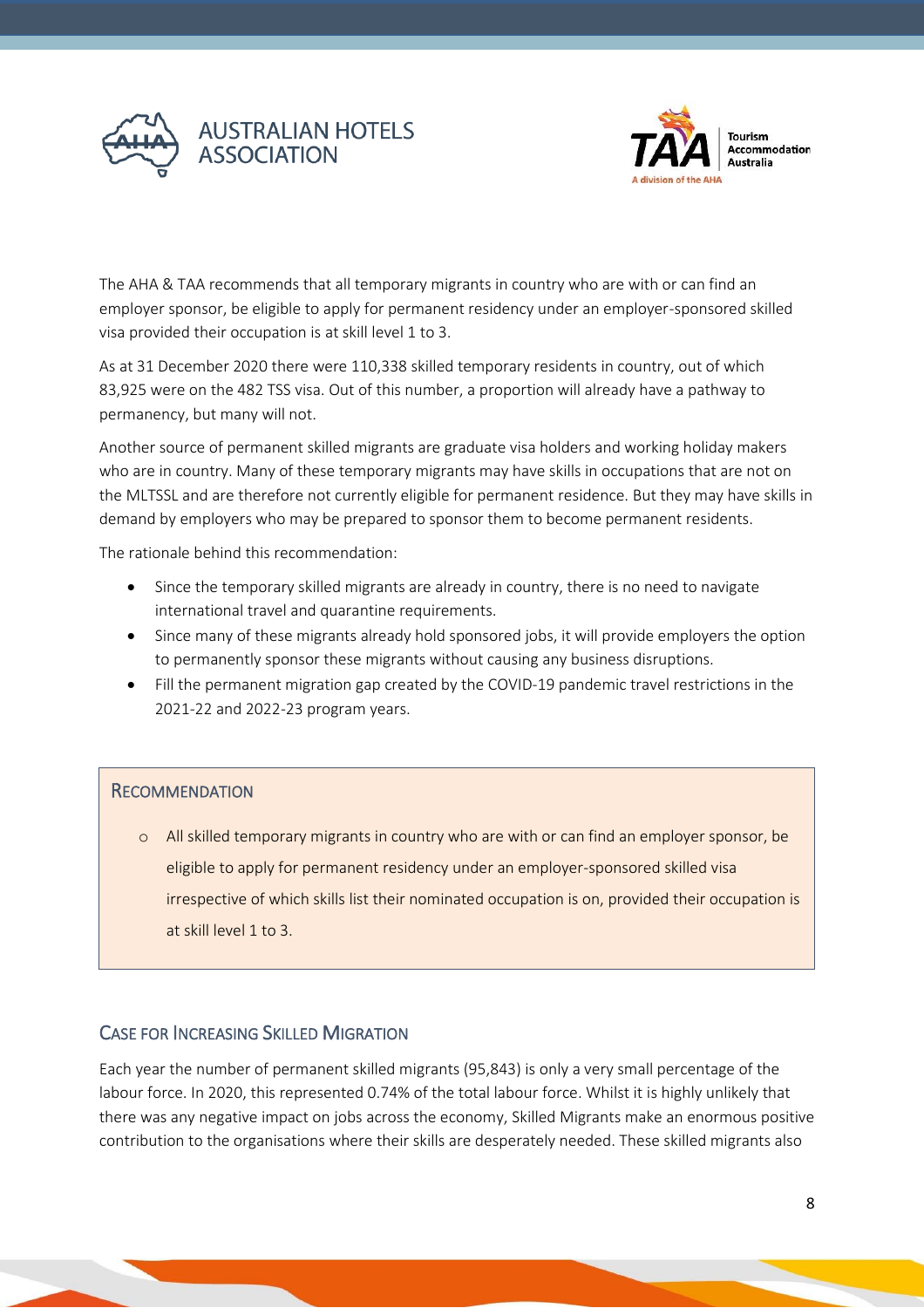The AHA & TAA recommends that all temporary migrants in country who are with or can find an employer sponsor, be eligible to apply for permanent residency under an employer-sponsored skilled visa provided their occupation is at skill level 1 to 3.

As at 31 December 2020 there were 110,338 skilled temporary residents in country, out of which 83,925 were on the 482 TSS visa. Out of this number, a proportion will already have a pathway to permanency, but many will not.

Another source of permanent skilled migrants are graduate visa holders and working holiday makers who are in country. Many of these temporary migrants may have skills in occupations that are not on the MLTSSL and are therefore not currently eligible for permanent residence. But they may have skills in demand by employers who may be prepared to sponsor them to become permanent residents.

The rationale behind this recommendation:

- Since the temporary skilled migrants are already in country, there is no need to navigate international travel and quarantine requirements.
- Since many of these migrants already hold sponsored jobs, it will provide employers the option to permanently sponsor these migrants without causing any business disruptions.
- Fill the permanent migration gap created by the COVID-19 pandemic travel restrictions in the 2021-22 and 2022-23 program years.

### Recommendation

- All skilled temporary migrants in country who are with or can find an employer sponsor, be eligible to apply for permanent residency under an employer-sponsored skilled visa irrespective of which skills list their nominated occupation is on, provided their occupation is at skill level 1 to 3.

## Case for Increasing Skilled Migration

Each year the number of permanent skilled migrants (95,843) is only a very small percentage of the labour force. In 2020, this represented 0.74% of the total labour force. Whilst it is highly unlikely that there was any negative impact on jobs across the economy, Skilled Migrants make an enormous positive contribution to the organisations where their skills are desperately needed. These skilled migrants also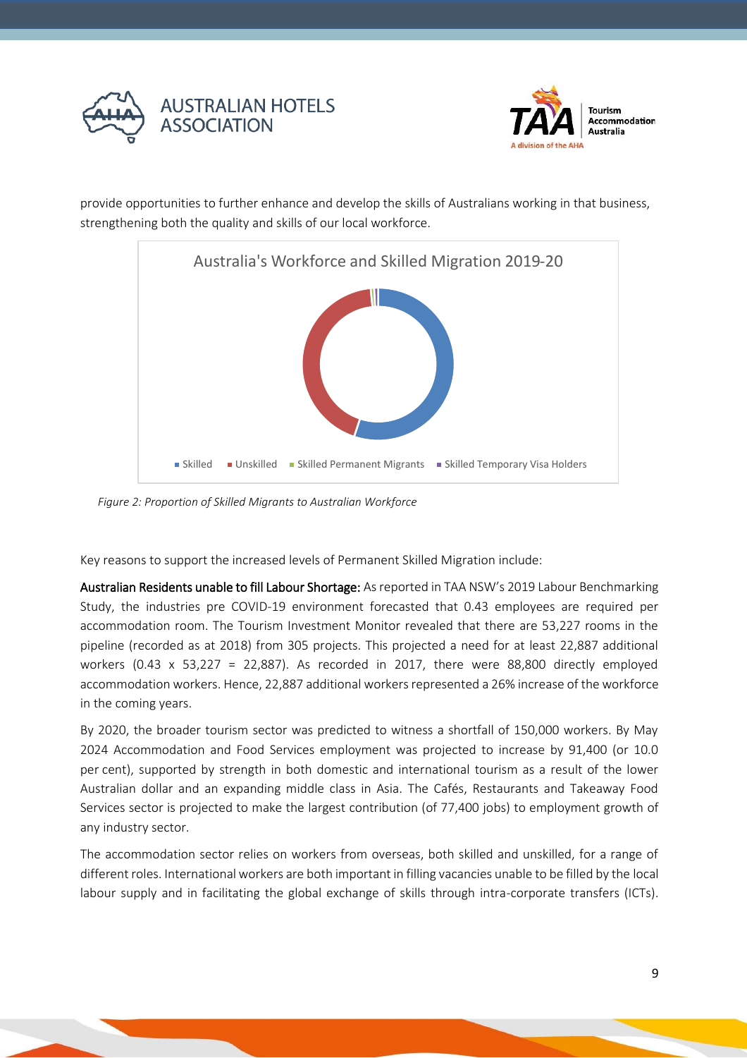provide opportunities to further enhance and develop the skills of Australians working in that business, strengthening both the quality and skills of our local workforce.

Australia's Workforce and Skilled Migration 2019-20

Skilled | Unskilled | Skilled Permanent Migrants | Skilled Temporary Visa Holders

*Figure 2: Proportion of Skilled Migrants to Australian Workforce*

Key reasons to support the increased levels of Permanent Skilled Migration include:

**Australian Residents unable to fill Labour Shortage:** As reported in TAA NSW's 2019 Labour Benchmarking Study, the industries pre COVID-19 environment forecasted that 0.43 employees are required per accommodation room. The Tourism Investment Monitor revealed that there are 53,227 rooms in the pipeline (recorded as at 2018) from 305 projects. This projected a need for at least 22,887 additional workers (0.43 x 53,227 = 22,887). As recorded in 2017, there were 88,800 directly employed accommodation workers. Hence, 22,887 additional workers represented a 26% increase of the workforce in the coming years.

By 2020, the broader tourism sector was predicted to witness a shortfall of 150,000 workers. By May 2024 Accommodation and Food Services employment was projected to increase by 91,400 (or 10.0 per cent), supported by strength in both domestic and international tourism as a result of the lower Australian dollar and an expanding middle class in Asia. The Cafés, Restaurants and Takeaway Food Services sector is projected to make the largest contribution (of 77,400 jobs) to employment growth of any industry sector.

The accommodation sector relies on workers from overseas, both skilled and unskilled, for a range of different roles. International workers are both important in filling vacancies unable to be filled by the local labour supply and in facilitating the global exchange of skills through intra-corporate transfers (ICTs).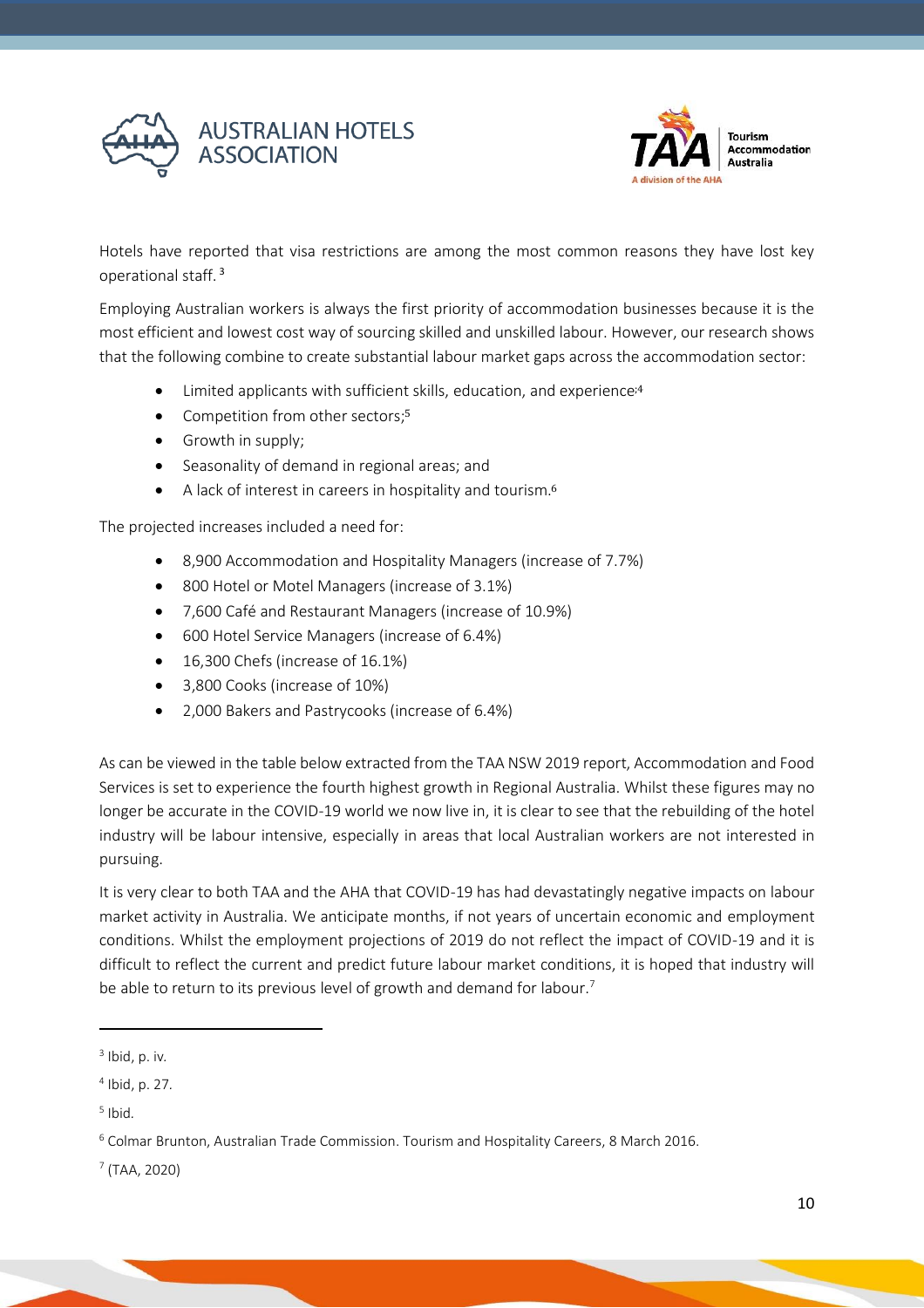Hotels have reported that visa restrictions are among the most common reasons they have lost key operational staff.[3]

Employing Australian workers is always the first priority of accommodation businesses because it is the most efficient and lowest cost way of sourcing skilled and unskilled labour. However, our research shows that the following combine to create substantial labour market gaps across the accommodation sector:

- Limited applicants with sufficient skills, education, and experience;[4]
- Competition from other sectors;[5]
- Growth in supply;
- Seasonality of demand in regional areas; and
- A lack of interest in careers in hospitality and tourism.[6]

The projected increases included a need for:

- 8,900 Accommodation and Hospitality Managers (increase of 7.7%)
- 800 Hotel or Motel Managers (increase of 3.1%)
- 7,600 Café and Restaurant Managers (increase of 10.9%)
- 600 Hotel Service Managers (increase of 6.4%)
- 16,300 Chefs (increase of 16.1%)
- 3,800 Cooks (increase of 10%)
- 2,000 Bakers and Pastrycooks (increase of 6.4%)

As can be viewed in the table below extracted from the TAA NSW 2019 report, Accommodation and Food Services is set to experience the fourth highest growth in Regional Australia. Whilst these figures may no longer be accurate in the COVID-19 world we now live in, it is clear to see that the rebuilding of the hotel industry will be labour intensive, especially in areas that local Australian workers are not interested in pursuing.

It is very clear to both TAA and the AHA that COVID-19 has had devastatingly negative impacts on labour market activity in Australia. We anticipate months, if not years of uncertain economic and employment conditions. Whilst the employment projections of 2019 do not reflect the impact of COVID-19 and it is difficult to reflect the current and predict future labour market conditions, it is hoped that industry will be able to return to its previous level of growth and demand for labour.[7]

---

[3] Ibid, p. iv.

[4] Ibid, p. 27.

[5] Ibid.

[6] Colmar Brunton, Australian Trade Commission. Tourism and Hospitality Careers, 8 March 2016.

[7] (TAA, 2020)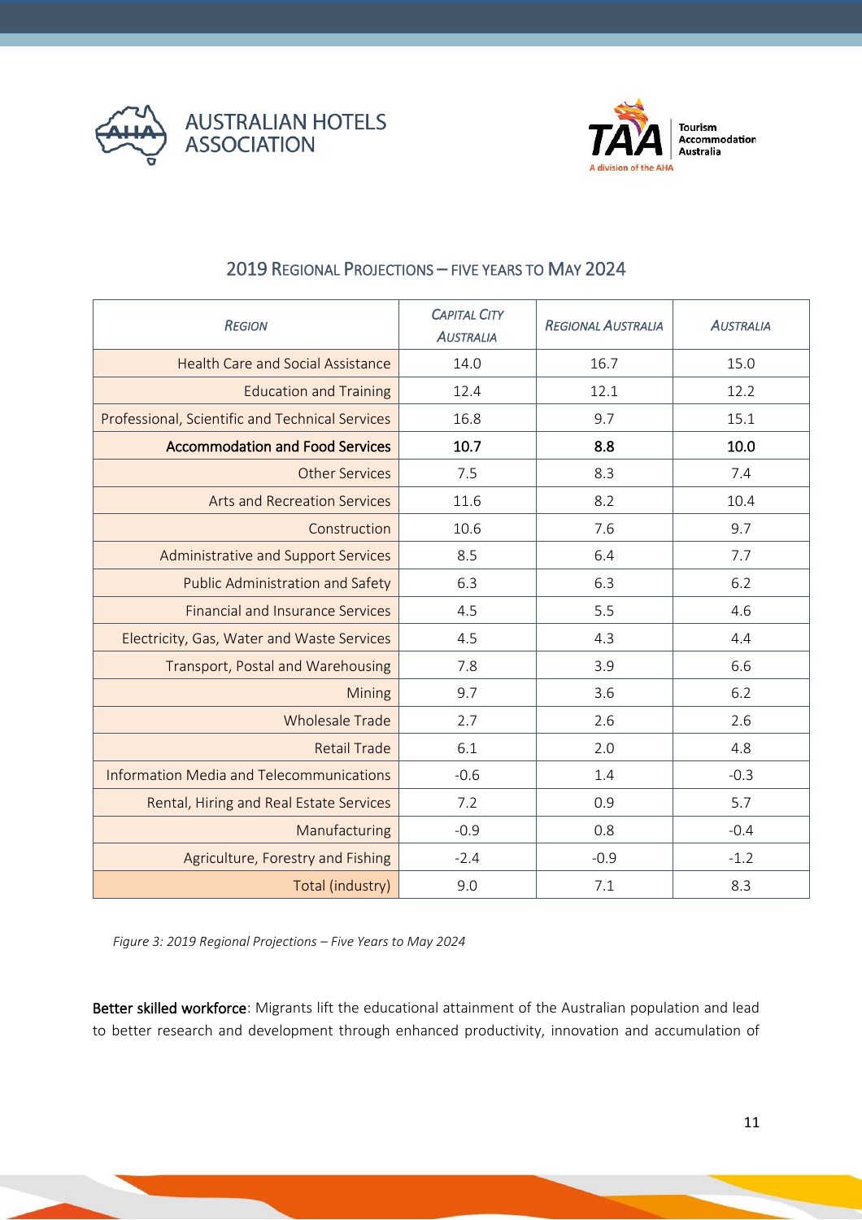## 2019 Regional Projections – Five Years to May 2024

| *Region* | *Capital City Australia* | *Regional Australia* | *Australia* |
|---|---|---|---|
| Health Care and Social Assistance | 14.0 | 16.7 | 15.0 |
| Education and Training | 12.4 | 12.1 | 12.2 |
| Professional, Scientific and Technical Services | 16.8 | 9.7 | 15.1 |
| **Accommodation and Food Services** | **10.7** | **8.8** | **10.0** |
| Other Services | 7.5 | 8.3 | 7.4 |
| Arts and Recreation Services | 11.6 | 8.2 | 10.4 |
| Construction | 10.6 | 7.6 | 9.7 |
| Administrative and Support Services | 8.5 | 6.4 | 7.7 |
| Public Administration and Safety | 6.3 | 6.3 | 6.2 |
| Financial and Insurance Services | 4.5 | 5.5 | 4.6 |
| Electricity, Gas, Water and Waste Services | 4.5 | 4.3 | 4.4 |
| Transport, Postal and Warehousing | 7.8 | 3.9 | 6.6 |
| Mining | 9.7 | 3.6 | 6.2 |
| Wholesale Trade | 2.7 | 2.6 | 2.6 |
| Retail Trade | 6.1 | 2.0 | 4.8 |
| Information Media and Telecommunications | -0.6 | 1.4 | -0.3 |
| Rental, Hiring and Real Estate Services | 7.2 | 0.9 | 5.7 |
| Manufacturing | -0.9 | 0.8 | -0.4 |
| Agriculture, Forestry and Fishing | -2.4 | -0.9 | -1.2 |
| Total (industry) | 9.0 | 7.1 | 8.3 |

*Figure 3: 2019 Regional Projections – Five Years to May 2024*

**Better skilled workforce**: Migrants lift the educational attainment of the Australian population and lead to better research and development through enhanced productivity, innovation and accumulation of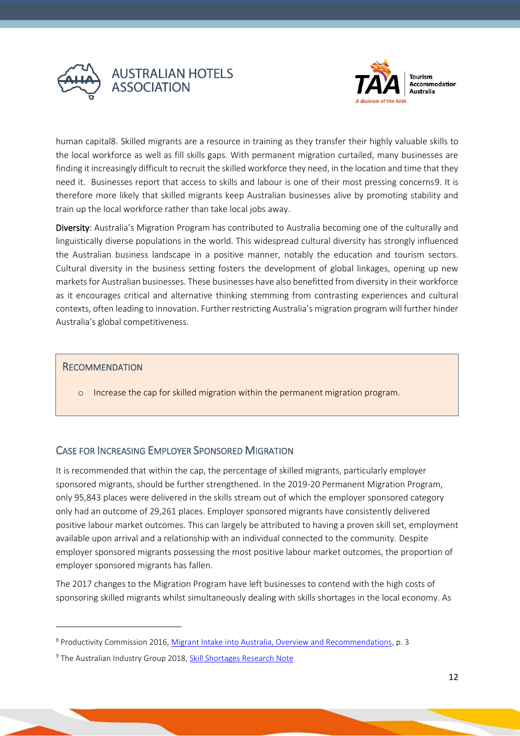human capital[8]. Skilled migrants are a resource in training as they transfer their highly valuable skills to the local workforce as well as fill skills gaps. With permanent migration curtailed, many businesses are finding it increasingly difficult to recruit the skilled workforce they need, in the location and time that they need it. Businesses report that access to skills and labour is one of their most pressing concerns[9]. It is therefore more likely that skilled migrants keep Australian businesses alive by promoting stability and train up the local workforce rather than take local jobs away.

**Diversity**: Australia's Migration Program has contributed to Australia becoming one of the culturally and linguistically diverse populations in the world. This widespread cultural diversity has strongly influenced the Australian business landscape in a positive manner, notably the education and tourism sectors. Cultural diversity in the business setting fosters the development of global linkages, opening up new markets for Australian businesses. These businesses have also benefitted from diversity in their workforce as it encourages critical and alternative thinking stemming from contrasting experiences and cultural contexts, often leading to innovation. Further restricting Australia's migration program will further hinder Australia's global competitiveness.

> **RECOMMENDATION**
>
> - Increase the cap for skilled migration within the permanent migration program.

## CASE FOR INCREASING EMPLOYER SPONSORED MIGRATION

It is recommended that within the cap, the percentage of skilled migrants, particularly employer sponsored migrants, should be further strengthened. In the 2019-20 Permanent Migration Program, only 95,843 places were delivered in the skills stream out of which the employer sponsored category only had an outcome of 29,261 places. Employer sponsored migrants have consistently delivered positive labour market outcomes. This can largely be attributed to having a proven skill set, employment available upon arrival and a relationship with an individual connected to the community. Despite employer sponsored migrants possessing the most positive labour market outcomes, the proportion of employer sponsored migrants has fallen.

The 2017 changes to the Migration Program have left businesses to contend with the high costs of sponsoring skilled migrants whilst simultaneously dealing with skills shortages in the local economy. As

---

[8] Productivity Commission 2016, Migrant Intake into Australia, Overview and Recommendations, p. 3

[9] The Australian Industry Group 2018, Skill Shortages Research Note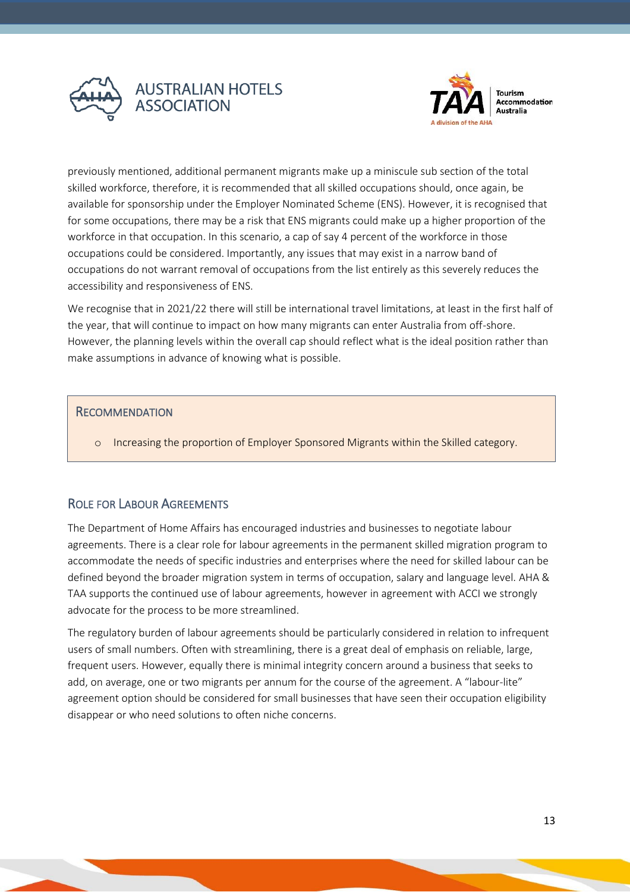previously mentioned, additional permanent migrants make up a miniscule sub section of the total skilled workforce, therefore, it is recommended that all skilled occupations should, once again, be available for sponsorship under the Employer Nominated Scheme (ENS). However, it is recognised that for some occupations, there may be a risk that ENS migrants could make up a higher proportion of the workforce in that occupation. In this scenario, a cap of say 4 percent of the workforce in those occupations could be considered. Importantly, any issues that may exist in a narrow band of occupations do not warrant removal of occupations from the list entirely as this severely reduces the accessibility and responsiveness of ENS.

We recognise that in 2021/22 there will still be international travel limitations, at least in the first half of the year, that will continue to impact on how many migrants can enter Australia from off-shore. However, the planning levels within the overall cap should reflect what is the ideal position rather than make assumptions in advance of knowing what is possible.

> **RECOMMENDATION**
>
> - Increasing the proportion of Employer Sponsored Migrants within the Skilled category.

## ROLE FOR LABOUR AGREEMENTS

The Department of Home Affairs has encouraged industries and businesses to negotiate labour agreements. There is a clear role for labour agreements in the permanent skilled migration program to accommodate the needs of specific industries and enterprises where the need for skilled labour can be defined beyond the broader migration system in terms of occupation, salary and language level. AHA & TAA supports the continued use of labour agreements, however in agreement with ACCI we strongly advocate for the process to be more streamlined.

The regulatory burden of labour agreements should be particularly considered in relation to infrequent users of small numbers. Often with streamlining, there is a great deal of emphasis on reliable, large, frequent users. However, equally there is minimal integrity concern around a business that seeks to add, on average, one or two migrants per annum for the course of the agreement. A "labour-lite" agreement option should be considered for small businesses that have seen their occupation eligibility disappear or who need solutions to often niche concerns.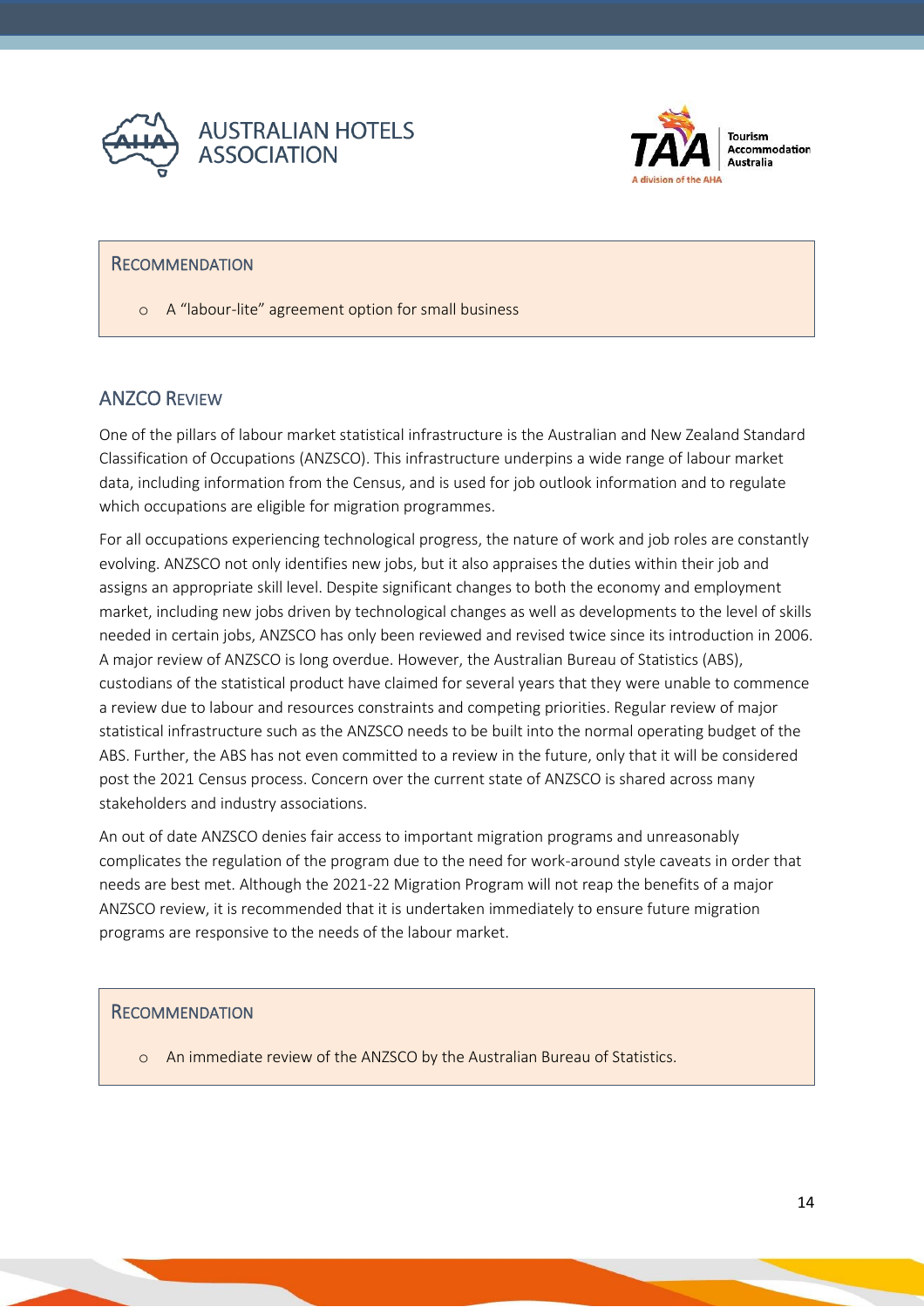### Recommendation

- A "labour-lite" agreement option for small business

## ANZCO Review

One of the pillars of labour market statistical infrastructure is the Australian and New Zealand Standard Classification of Occupations (ANZSCO). This infrastructure underpins a wide range of labour market data, including information from the Census, and is used for job outlook information and to regulate which occupations are eligible for migration programmes.

For all occupations experiencing technological progress, the nature of work and job roles are constantly evolving. ANZSCO not only identifies new jobs, but it also appraises the duties within their job and assigns an appropriate skill level. Despite significant changes to both the economy and employment market, including new jobs driven by technological changes as well as developments to the level of skills needed in certain jobs, ANZSCO has only been reviewed and revised twice since its introduction in 2006. A major review of ANZSCO is long overdue. However, the Australian Bureau of Statistics (ABS), custodians of the statistical product have claimed for several years that they were unable to commence a review due to labour and resources constraints and competing priorities. Regular review of major statistical infrastructure such as the ANZSCO needs to be built into the normal operating budget of the ABS. Further, the ABS has not even committed to a review in the future, only that it will be considered post the 2021 Census process. Concern over the current state of ANZSCO is shared across many stakeholders and industry associations.

An out of date ANZSCO denies fair access to important migration programs and unreasonably complicates the regulation of the program due to the need for work-around style caveats in order that needs are best met. Although the 2021-22 Migration Program will not reap the benefits of a major ANZSCO review, it is recommended that it is undertaken immediately to ensure future migration programs are responsive to the needs of the labour market.

### Recommendation

- An immediate review of the ANZSCO by the Australian Bureau of Statistics.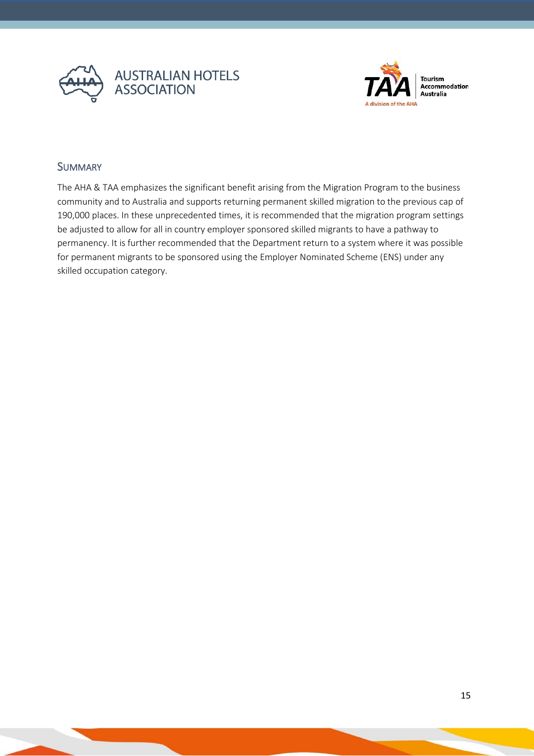## Summary

The AHA & TAA emphasizes the significant benefit arising from the Migration Program to the business community and to Australia and supports returning permanent skilled migration to the previous cap of 190,000 places. In these unprecedented times, it is recommended that the migration program settings be adjusted to allow for all in country employer sponsored skilled migrants to have a pathway to permanency. It is further recommended that the Department return to a system where it was possible for permanent migrants to be sponsored using the Employer Nominated Scheme (ENS) under any skilled occupation category.